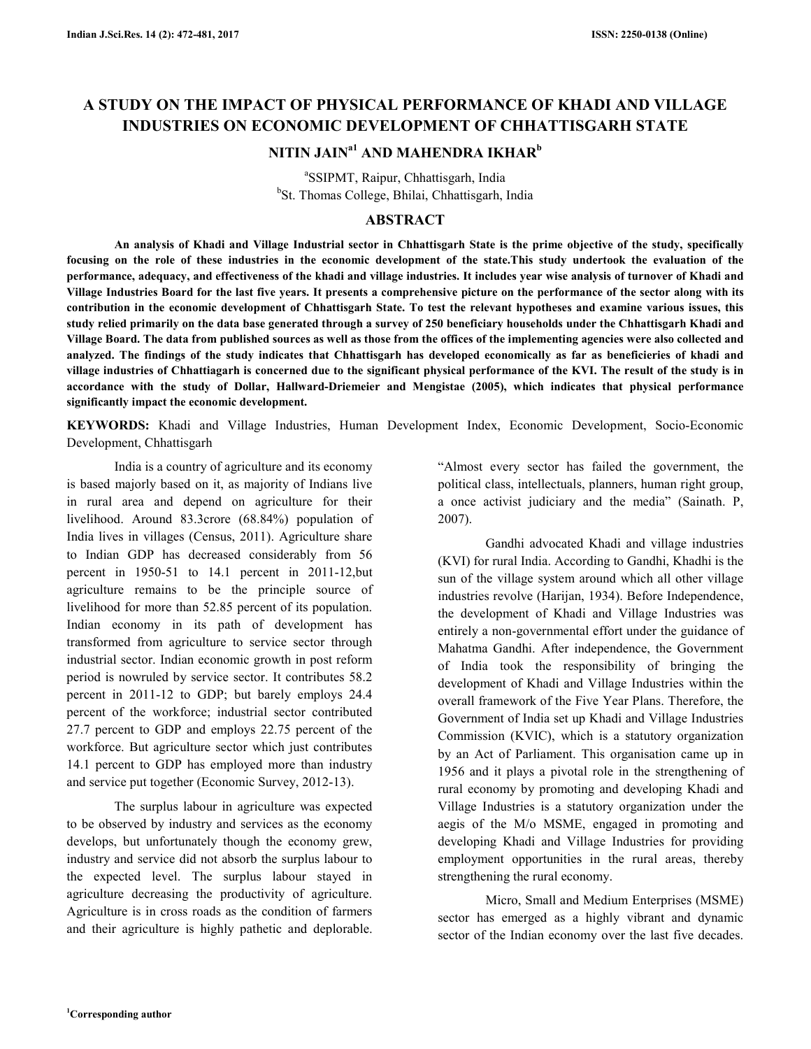# A STUDY ON THE IMPACT OF PHYSICAL PERFORMANCE OF KHADI AND VILLAGE INDUSTRIES ON ECONOMIC DEVELOPMENT OF CHHATTISGARH STATE

**NITIN JAIN[a1] AND MAHENDRA IKHAR[b]**

[a]SSIPMT, Raipur, Chhattisgarh, India
[b]St. Thomas College, Bhilai, Chhattisgarh, India

## ABSTRACT

**An analysis of Khadi and Village Industrial sector in Chhattisgarh State is the prime objective of the study, specifically focusing on the role of these industries in the economic development of the state.This study undertook the evaluation of the performance, adequacy, and effectiveness of the khadi and village industries. It includes year wise analysis of turnover of Khadi and Village Industries Board for the last five years. It presents a comprehensive picture on the performance of the sector along with its contribution in the economic development of Chhattisgarh State. To test the relevant hypotheses and examine various issues, this study relied primarily on the data base generated through a survey of 250 beneficiary households under the Chhattisgarh Khadi and Village Board. The data from published sources as well as those from the offices of the implementing agencies were also collected and analyzed. The findings of the study indicates that Chhattisgarh has developed economically as far as beneficieries of khadi and village industries of Chhattiagarh is concerned due to the significant physical performance of the KVI. The result of the study is in accordance with the study of Dollar, Hallward-Driemeier and Mengistae (2005), which indicates that physical performance significantly impact the economic development.**

**KEYWORDS:** Khadi and Village Industries, Human Development Index, Economic Development, Socio-Economic Development, Chhattisgarh

India is a country of agriculture and its economy is based majorly based on it, as majority of Indians live in rural area and depend on agriculture for their livelihood. Around 83.3crore (68.84%) population of India lives in villages (Census, 2011). Agriculture share to Indian GDP has decreased considerably from 56 percent in 1950-51 to 14.1 percent in 2011-12,but agriculture remains to be the principle source of livelihood for more than 52.85 percent of its population. Indian economy in its path of development has transformed from agriculture to service sector through industrial sector. Indian economic growth in post reform period is nowruled by service sector. It contributes 58.2 percent in 2011-12 to GDP; but barely employs 24.4 percent of the workforce; industrial sector contributed 27.7 percent to GDP and employs 22.75 percent of the workforce. But agriculture sector which just contributes 14.1 percent to GDP has employed more than industry and service put together (Economic Survey, 2012-13).

The surplus labour in agriculture was expected to be observed by industry and services as the economy develops, but unfortunately though the economy grew, industry and service did not absorb the surplus labour to the expected level. The surplus labour stayed in agriculture decreasing the productivity of agriculture. Agriculture is in cross roads as the condition of farmers and their agriculture is highly pathetic and deplorable. "Almost every sector has failed the government, the political class, intellectuals, planners, human right group, a once activist judiciary and the media" (Sainath. P, 2007).

Gandhi advocated Khadi and village industries (KVI) for rural India. According to Gandhi, Khadhi is the sun of the village system around which all other village industries revolve (Harijan, 1934). Before Independence, the development of Khadi and Village Industries was entirely a non-governmental effort under the guidance of Mahatma Gandhi. After independence, the Government of India took the responsibility of bringing the development of Khadi and Village Industries within the overall framework of the Five Year Plans. Therefore, the Government of India set up Khadi and Village Industries Commission (KVIC), which is a statutory organization by an Act of Parliament. This organisation came up in 1956 and it plays a pivotal role in the strengthening of rural economy by promoting and developing Khadi and Village Industries is a statutory organization under the aegis of the M/o MSME, engaged in promoting and developing Khadi and Village Industries for providing employment opportunities in the rural areas, thereby strengthening the rural economy.

Micro, Small and Medium Enterprises (MSME) sector has emerged as a highly vibrant and dynamic sector of the Indian economy over the last five decades.

[1]Corresponding author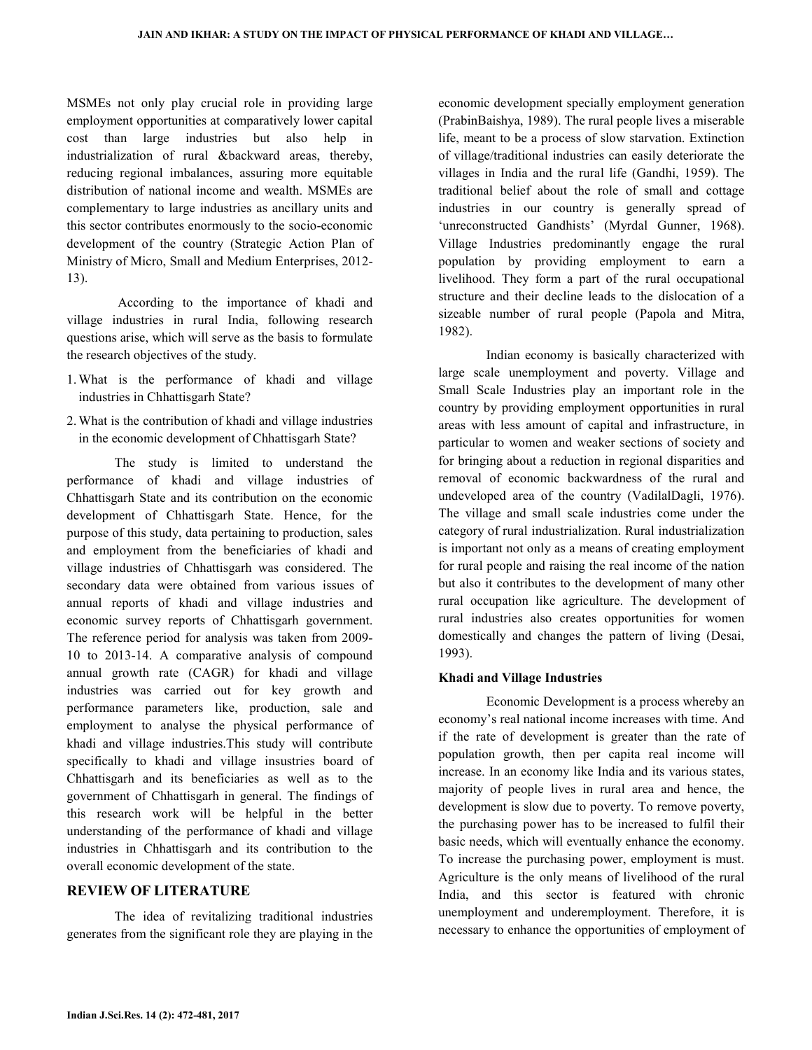MSMEs not only play crucial role in providing large employment opportunities at comparatively lower capital cost than large industries but also help in industrialization of rural &backward areas, thereby, reducing regional imbalances, assuring more equitable distribution of national income and wealth. MSMEs are complementary to large industries as ancillary units and this sector contributes enormously to the socio-economic development of the country (Strategic Action Plan of Ministry of Micro, Small and Medium Enterprises, 2012-13).

According to the importance of khadi and village industries in rural India, following research questions arise, which will serve as the basis to formulate the research objectives of the study.

1. What is the performance of khadi and village industries in Chhattisgarh State?
2. What is the contribution of khadi and village industries in the economic development of Chhattisgarh State?

The study is limited to understand the performance of khadi and village industries of Chhattisgarh State and its contribution on the economic development of Chhattisgarh State. Hence, for the purpose of this study, data pertaining to production, sales and employment from the beneficiaries of khadi and village industries of Chhattisgarh was considered. The secondary data were obtained from various issues of annual reports of khadi and village industries and economic survey reports of Chhattisgarh government. The reference period for analysis was taken from 2009-10 to 2013-14. A comparative analysis of compound annual growth rate (CAGR) for khadi and village industries was carried out for key growth and performance parameters like, production, sale and employment to analyse the physical performance of khadi and village industries.This study will contribute specifically to khadi and village insustries board of Chhattisgarh and its beneficiaries as well as to the government of Chhattisgarh in general. The findings of this research work will be helpful in the better understanding of the performance of khadi and village industries in Chhattisgarh and its contribution to the overall economic development of the state.

## REVIEW OF LITERATURE

The idea of revitalizing traditional industries generates from the significant role they are playing in the economic development specially employment generation (PrabinBaishya, 1989). The rural people lives a miserable life, meant to be a process of slow starvation. Extinction of village/traditional industries can easily deteriorate the villages in India and the rural life (Gandhi, 1959). The traditional belief about the role of small and cottage industries in our country is generally spread of 'unreconstructed Gandhists' (Myrdal Gunner, 1968). Village Industries predominantly engage the rural population by providing employment to earn a livelihood. They form a part of the rural occupational structure and their decline leads to the dislocation of a sizeable number of rural people (Papola and Mitra, 1982).

Indian economy is basically characterized with large scale unemployment and poverty. Village and Small Scale Industries play an important role in the country by providing employment opportunities in rural areas with less amount of capital and infrastructure, in particular to women and weaker sections of society and for bringing about a reduction in regional disparities and removal of economic backwardness of the rural and undeveloped area of the country (VadilalDagli, 1976). The village and small scale industries come under the category of rural industrialization. Rural industrialization is important not only as a means of creating employment for rural people and raising the real income of the nation but also it contributes to the development of many other rural occupation like agriculture. The development of rural industries also creates opportunities for women domestically and changes the pattern of living (Desai, 1993).

### Khadi and Village Industries

Economic Development is a process whereby an economy's real national income increases with time. And if the rate of development is greater than the rate of population growth, then per capita real income will increase. In an economy like India and its various states, majority of people lives in rural area and hence, the development is slow due to poverty. To remove poverty, the purchasing power has to be increased to fulfil their basic needs, which will eventually enhance the economy. To increase the purchasing power, employment is must. Agriculture is the only means of livelihood of the rural India, and this sector is featured with chronic unemployment and underemployment. Therefore, it is necessary to enhance the opportunities of employment of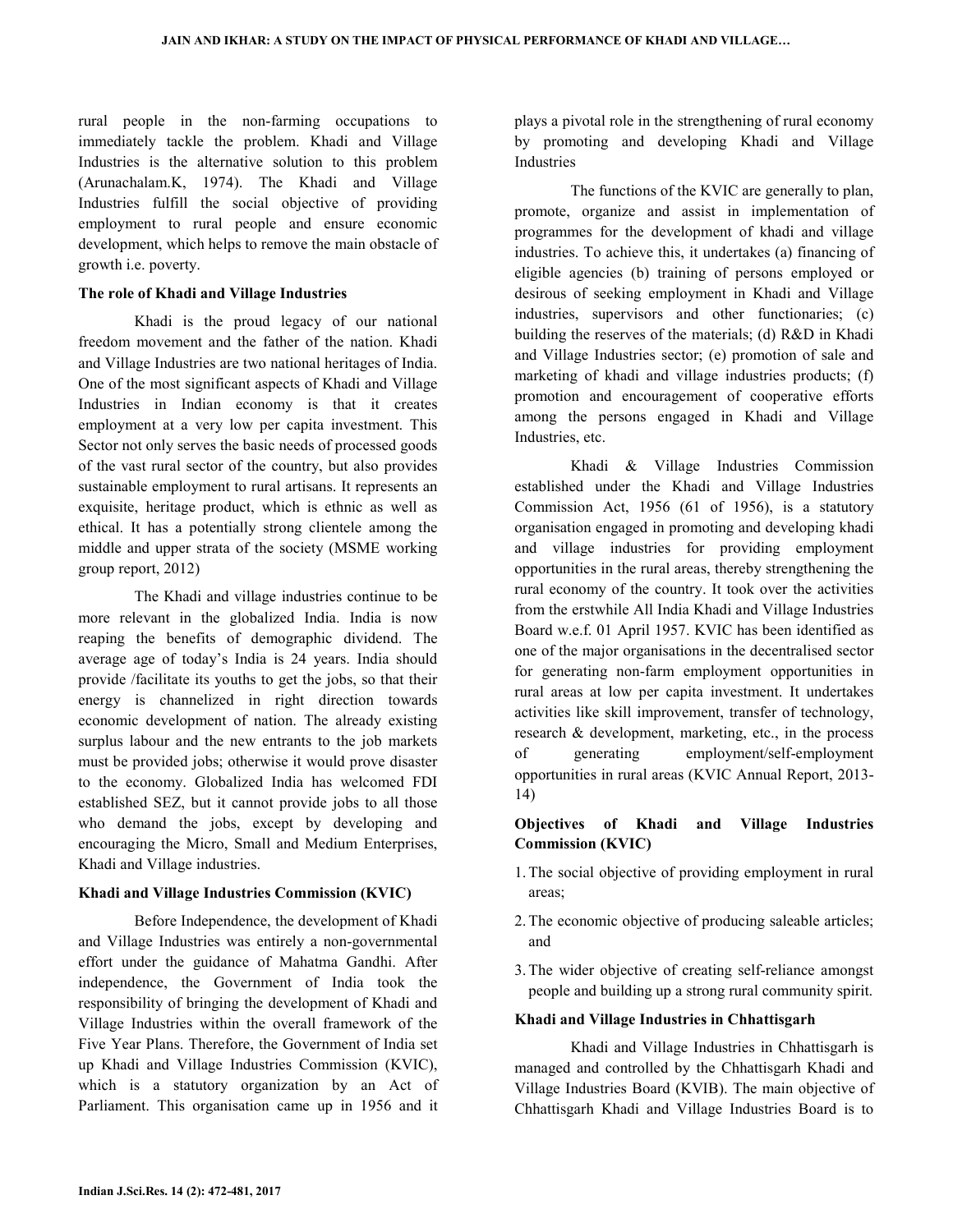rural people in the non-farming occupations to immediately tackle the problem. Khadi and Village Industries is the alternative solution to this problem (Arunachalam.K, 1974). The Khadi and Village Industries fulfill the social objective of providing employment to rural people and ensure economic development, which helps to remove the main obstacle of growth i.e. poverty.

**The role of Khadi and Village Industries**

Khadi is the proud legacy of our national freedom movement and the father of the nation. Khadi and Village Industries are two national heritages of India. One of the most significant aspects of Khadi and Village Industries in Indian economy is that it creates employment at a very low per capita investment. This Sector not only serves the basic needs of processed goods of the vast rural sector of the country, but also provides sustainable employment to rural artisans. It represents an exquisite, heritage product, which is ethnic as well as ethical. It has a potentially strong clientele among the middle and upper strata of the society (MSME working group report, 2012)

The Khadi and village industries continue to be more relevant in the globalized India. India is now reaping the benefits of demographic dividend. The average age of today's India is 24 years. India should provide /facilitate its youths to get the jobs, so that their energy is channelized in right direction towards economic development of nation. The already existing surplus labour and the new entrants to the job markets must be provided jobs; otherwise it would prove disaster to the economy. Globalized India has welcomed FDI established SEZ, but it cannot provide jobs to all those who demand the jobs, except by developing and encouraging the Micro, Small and Medium Enterprises, Khadi and Village industries.

**Khadi and Village Industries Commission (KVIC)**

Before Independence, the development of Khadi and Village Industries was entirely a non-governmental effort under the guidance of Mahatma Gandhi. After independence, the Government of India took the responsibility of bringing the development of Khadi and Village Industries within the overall framework of the Five Year Plans. Therefore, the Government of India set up Khadi and Village Industries Commission (KVIC), which is a statutory organization by an Act of Parliament. This organisation came up in 1956 and it plays a pivotal role in the strengthening of rural economy by promoting and developing Khadi and Village Industries

The functions of the KVIC are generally to plan, promote, organize and assist in implementation of programmes for the development of khadi and village industries. To achieve this, it undertakes (a) financing of eligible agencies (b) training of persons employed or desirous of seeking employment in Khadi and Village industries, supervisors and other functionaries; (c) building the reserves of the materials; (d) R&D in Khadi and Village Industries sector; (e) promotion of sale and marketing of khadi and village industries products; (f) promotion and encouragement of cooperative efforts among the persons engaged in Khadi and Village Industries, etc.

Khadi & Village Industries Commission established under the Khadi and Village Industries Commission Act, 1956 (61 of 1956), is a statutory organisation engaged in promoting and developing khadi and village industries for providing employment opportunities in the rural areas, thereby strengthening the rural economy of the country. It took over the activities from the erstwhile All India Khadi and Village Industries Board w.e.f. 01 April 1957. KVIC has been identified as one of the major organisations in the decentralised sector for generating non-farm employment opportunities in rural areas at low per capita investment. It undertakes activities like skill improvement, transfer of technology, research & development, marketing, etc., in the process of generating employment/self-employment opportunities in rural areas (KVIC Annual Report, 2013-14)

**Objectives of Khadi and Village Industries Commission (KVIC)**

1. The social objective of providing employment in rural areas;
2. The economic objective of producing saleable articles; and
3. The wider objective of creating self-reliance amongst people and building up a strong rural community spirit.

**Khadi and Village Industries in Chhattisgarh**

Khadi and Village Industries in Chhattisgarh is managed and controlled by the Chhattisgarh Khadi and Village Industries Board (KVIB). The main objective of Chhattisgarh Khadi and Village Industries Board is to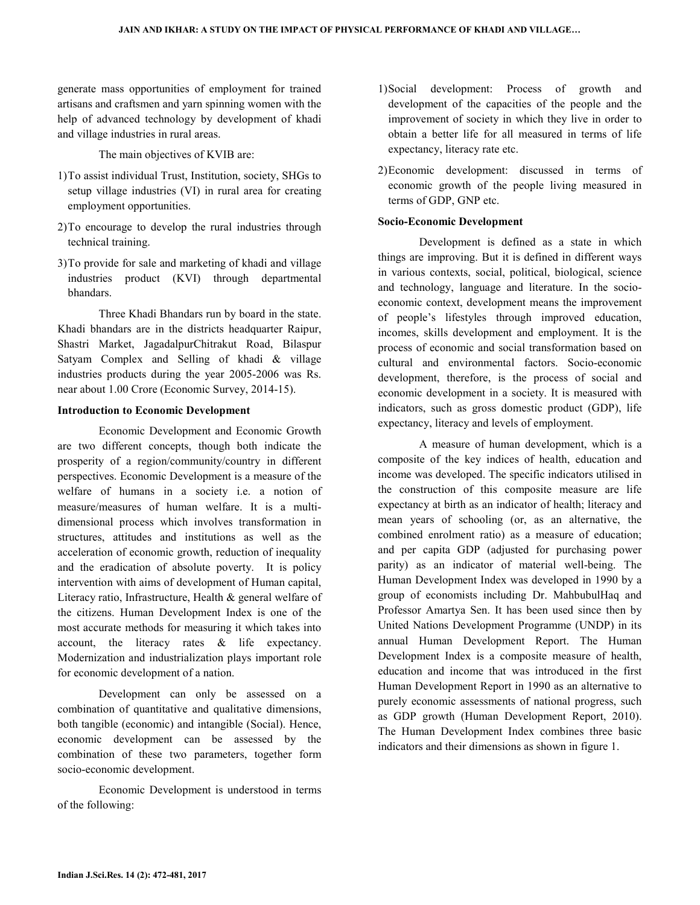generate mass opportunities of employment for trained artisans and craftsmen and yarn spinning women with the help of advanced technology by development of khadi and village industries in rural areas.

The main objectives of KVIB are:

1) To assist individual Trust, Institution, society, SHGs to setup village industries (VI) in rural area for creating employment opportunities.
2) To encourage to develop the rural industries through technical training.
3) To provide for sale and marketing of khadi and village industries product (KVI) through departmental bhandars.

Three Khadi Bhandars run by board in the state. Khadi bhandars are in the districts headquarter Raipur, Shastri Market, JagadalpurChitrakut Road, Bilaspur Satyam Complex and Selling of khadi & village industries products during the year 2005-2006 was Rs. near about 1.00 Crore (Economic Survey, 2014-15).

**Introduction to Economic Development**

Economic Development and Economic Growth are two different concepts, though both indicate the prosperity of a region/community/country in different perspectives. Economic Development is a measure of the welfare of humans in a society i.e. a notion of measure/measures of human welfare. It is a multi-dimensional process which involves transformation in structures, attitudes and institutions as well as the acceleration of economic growth, reduction of inequality and the eradication of absolute poverty. It is policy intervention with aims of development of Human capital, Literacy ratio, Infrastructure, Health & general welfare of the citizens. Human Development Index is one of the most accurate methods for measuring it which takes into account, the literacy rates & life expectancy. Modernization and industrialization plays important role for economic development of a nation.

Development can only be assessed on a combination of quantitative and qualitative dimensions, both tangible (economic) and intangible (Social). Hence, economic development can be assessed by the combination of these two parameters, together form socio-economic development.

Economic Development is understood in terms of the following:

1) Social development: Process of growth and development of the capacities of the people and the improvement of society in which they live in order to obtain a better life for all measured in terms of life expectancy, literacy rate etc.
2) Economic development: discussed in terms of economic growth of the people living measured in terms of GDP, GNP etc.

**Socio-Economic Development**

Development is defined as a state in which things are improving. But it is defined in different ways in various contexts, social, political, biological, science and technology, language and literature. In the socio-economic context, development means the improvement of people's lifestyles through improved education, incomes, skills development and employment. It is the process of economic and social transformation based on cultural and environmental factors. Socio-economic development, therefore, is the process of social and economic development in a society. It is measured with indicators, such as gross domestic product (GDP), life expectancy, literacy and levels of employment.

A measure of human development, which is a composite of the key indices of health, education and income was developed. The specific indicators utilised in the construction of this composite measure are life expectancy at birth as an indicator of health; literacy and mean years of schooling (or, as an alternative, the combined enrolment ratio) as a measure of education; and per capita GDP (adjusted for purchasing power parity) as an indicator of material well-being. The Human Development Index was developed in 1990 by a group of economists including Dr. MahbubulHaq and Professor Amartya Sen. It has been used since then by United Nations Development Programme (UNDP) in its annual Human Development Report. The Human Development Index is a composite measure of health, education and income that was introduced in the first Human Development Report in 1990 as an alternative to purely economic assessments of national progress, such as GDP growth (Human Development Report, 2010). The Human Development Index combines three basic indicators and their dimensions as shown in figure 1.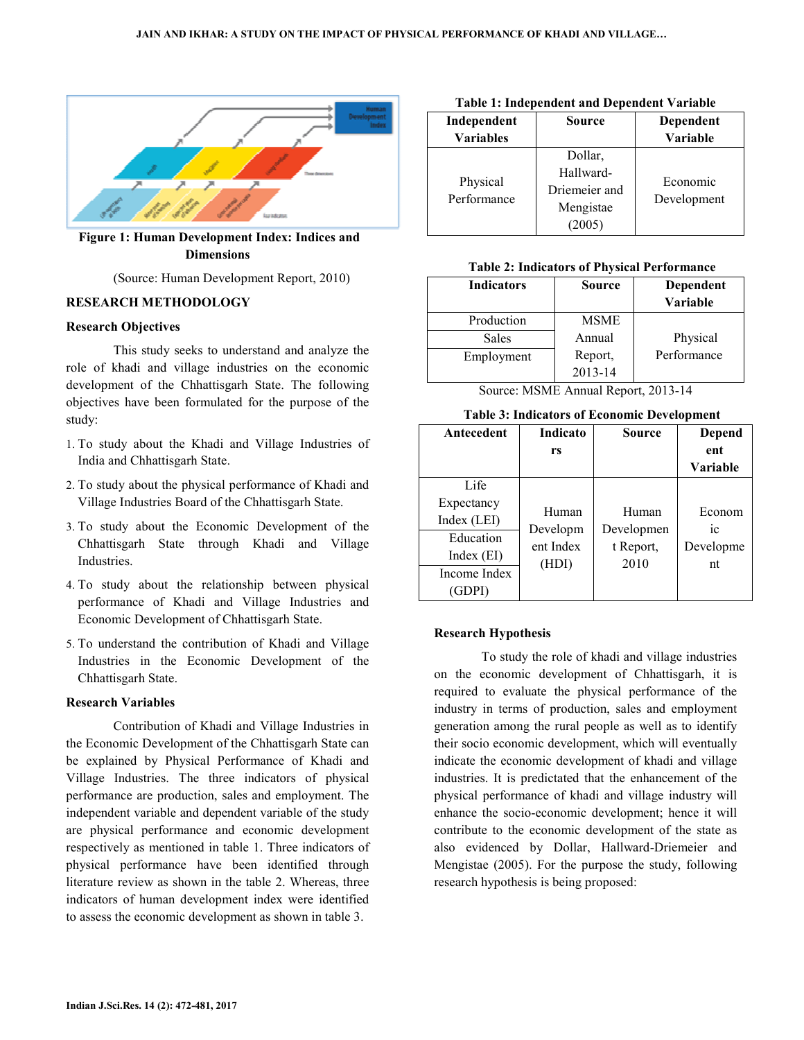Figure 1: Human Development Index: Indices and Dimensions

(Source: Human Development Report, 2010)

## RESEARCH METHODOLOGY

### Research Objectives

This study seeks to understand and analyze the role of khadi and village industries on the economic development of the Chhattisgarh State. The following objectives have been formulated for the purpose of the study:

1. To study about the Khadi and Village Industries of India and Chhattisgarh State.
2. To study about the physical performance of Khadi and Village Industries Board of the Chhattisgarh State.
3. To study about the Economic Development of the Chhattisgarh State through Khadi and Village Industries.
4. To study about the relationship between physical performance of Khadi and Village Industries and Economic Development of Chhattisgarh State.
5. To understand the contribution of Khadi and Village Industries in the Economic Development of the Chhattisgarh State.

### Research Variables

Contribution of Khadi and Village Industries in the Economic Development of the Chhattisgarh State can be explained by Physical Performance of Khadi and Village Industries. The three indicators of physical performance are production, sales and employment. The independent variable and dependent variable of the study are physical performance and economic development respectively as mentioned in table 1. Three indicators of physical performance have been identified through literature review as shown in the table 2. Whereas, three indicators of human development index were identified to assess the economic development as shown in table 3.

**Table 1: Independent and Dependent Variable**

| Independent Variables | Source | Dependent Variable |
|---|---|---|
| Physical Performance | Dollar, Hallward-Driemeier and Mengistae (2005) | Economic Development |

**Table 2: Indicators of Physical Performance**

| Indicators | Source | Dependent Variable |
|---|---|---|
| Production | MSME Annual Report, 2013-14 | Physical Performance |
| Sales | | |
| Employment | | |

Source: MSME Annual Report, 2013-14

**Table 3: Indicators of Economic Development**

| Antecedent | Indicators | Source | Dependent Variable |
|---|---|---|---|
| Life Expectancy Index (LEI) | Human Development Index (HDI) | Human Development Report, 2010 | Economic Development |
| Education Index (EI) | | | |
| Income Index (GDPI) | | | |

### Research Hypothesis

To study the role of khadi and village industries on the economic development of Chhattisgarh, it is required to evaluate the physical performance of the industry in terms of production, sales and employment generation among the rural people as well as to identify their socio economic development, which will eventually indicate the economic development of khadi and village industries. It is predictated that the enhancement of the physical performance of khadi and village industry will enhance the socio-economic development; hence it will contribute to the economic development of the state as also evidenced by Dollar, Hallward-Driemeier and Mengistae (2005). For the purpose the study, following research hypothesis is being proposed: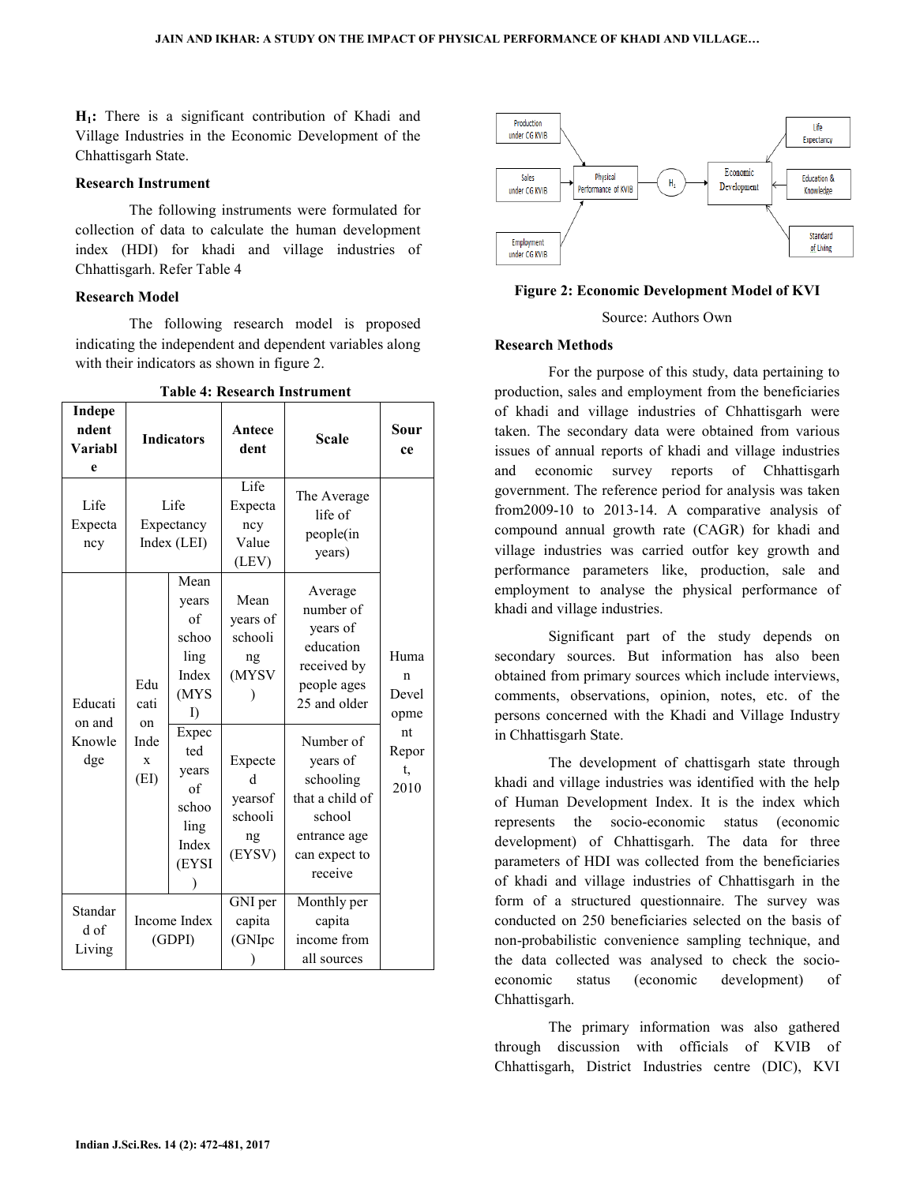**$H_1$:** There is a significant contribution of Khadi and Village Industries in the Economic Development of the Chhattisgarh State.

### Research Instrument

The following instruments were formulated for collection of data to calculate the human development index (HDI) for khadi and village industries of Chhattisgarh. Refer Table 4

### Research Model

The following research model is proposed indicating the independent and dependent variables along with their indicators as shown in figure 2.

**Table 4: Research Instrument**

| Independent Variable | Indicators | | Antecedent | Scale | Source |
|---|---|---|---|---|---|
| Life Expectancy | Life Expectancy Index (LEI) | | Life Expectancy Value (LEV) | The Average life of people(in years) | Human Development Report, 2010 |
| Education and Knowledge | Education Index (EI) | Mean years of schooling Index (MYSI) | Mean years of schooling (MYSV) | Average number of years of education received by people ages 25 and older | |
| | | Expected years of schooling Index (EYSI) | Expected yearsof schooling (EYSV) | Number of years of schooling that a child of school entrance age can expect to receive | |
| Standard of Living | Income Index (GDPI) | | GNI per capita (GNIpc) | Monthly per capita income from all sources | |

Production under CG KVIB

Sales under CG KVIB

Employment under CG KVIB

Physical Performance of KVIB

$H_1$

Economic Development

Life Expectancy

Education & Knowledge

Standard of Living

**Figure 2: Economic Development Model of KVI**

Source: Authors Own

### Research Methods

For the purpose of this study, data pertaining to production, sales and employment from the beneficiaries of khadi and village industries of Chhattisgarh were taken. The secondary data were obtained from various issues of annual reports of khadi and village industries and economic survey reports of Chhattisgarh government. The reference period for analysis was taken from2009-10 to 2013-14. A comparative analysis of compound annual growth rate (CAGR) for khadi and village industries was carried outfor key growth and performance parameters like, production, sale and employment to analyse the physical performance of khadi and village industries.

Significant part of the study depends on secondary sources. But information has also been obtained from primary sources which include interviews, comments, observations, opinion, notes, etc. of the persons concerned with the Khadi and Village Industry in Chhattisgarh State.

The development of chattisgarh state through khadi and village industries was identified with the help of Human Development Index. It is the index which represents the socio-economic status (economic development) of Chhattisgarh. The data for three parameters of HDI was collected from the beneficiaries of khadi and village industries of Chhattisgarh in the form of a structured questionnaire. The survey was conducted on 250 beneficiaries selected on the basis of non-probabilistic convenience sampling technique, and the data collected was analysed to check the socio-economic status (economic development) of Chhattisgarh.

The primary information was also gathered through discussion with officials of KVIB of Chhattisgarh, District Industries centre (DIC), KVI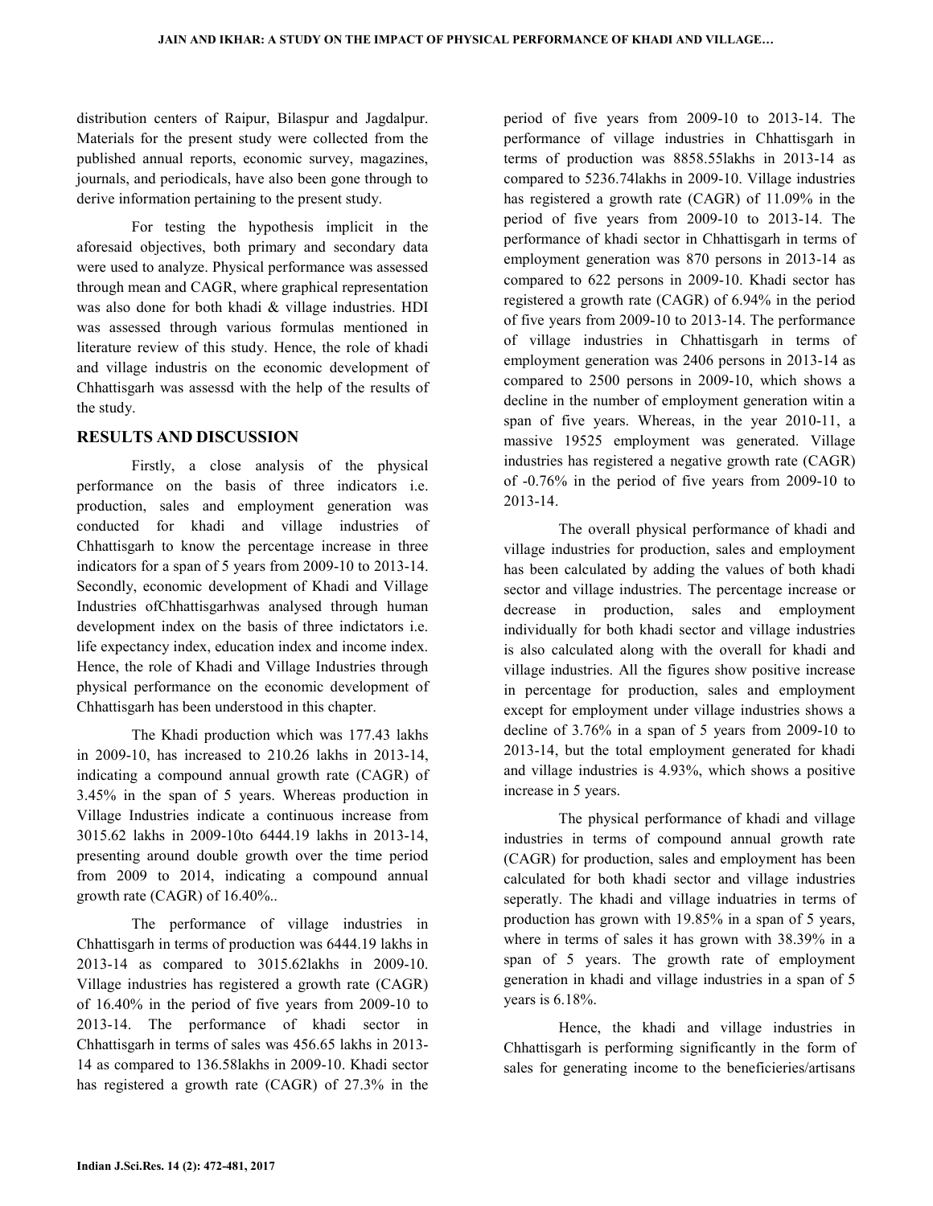distribution centers of Raipur, Bilaspur and Jagdalpur. Materials for the present study were collected from the published annual reports, economic survey, magazines, journals, and periodicals, have also been gone through to derive information pertaining to the present study.

For testing the hypothesis implicit in the aforesaid objectives, both primary and secondary data were used to analyze. Physical performance was assessed through mean and CAGR, where graphical representation was also done for both khadi & village industries. HDI was assessed through various formulas mentioned in literature review of this study. Hence, the role of khadi and village industris on the economic development of Chhattisgarh was assessd with the help of the results of the study.

## RESULTS AND DISCUSSION

Firstly, a close analysis of the physical performance on the basis of three indicators i.e. production, sales and employment generation was conducted for khadi and village industries of Chhattisgarh to know the percentage increase in three indicators for a span of 5 years from 2009-10 to 2013-14. Secondly, economic development of Khadi and Village Industries ofChhattisgarhwas analysed through human development index on the basis of three indictators i.e. life expectancy index, education index and income index. Hence, the role of Khadi and Village Industries through physical performance on the economic development of Chhattisgarh has been understood in this chapter.

The Khadi production which was 177.43 lakhs in 2009-10, has increased to 210.26 lakhs in 2013-14, indicating a compound annual growth rate (CAGR) of 3.45% in the span of 5 years. Whereas production in Village Industries indicate a continuous increase from 3015.62 lakhs in 2009-10to 6444.19 lakhs in 2013-14, presenting around double growth over the time period from 2009 to 2014, indicating a compound annual growth rate (CAGR) of 16.40%..

The performance of village industries in Chhattisgarh in terms of production was 6444.19 lakhs in 2013-14 as compared to 3015.62lakhs in 2009-10. Village industries has registered a growth rate (CAGR) of 16.40% in the period of five years from 2009-10 to 2013-14. The performance of khadi sector in Chhattisgarh in terms of sales was 456.65 lakhs in 2013-14 as compared to 136.58lakhs in 2009-10. Khadi sector has registered a growth rate (CAGR) of 27.3% in the period of five years from 2009-10 to 2013-14. The performance of village industries in Chhattisgarh in terms of production was 8858.55lakhs in 2013-14 as compared to 5236.74lakhs in 2009-10. Village industries has registered a growth rate (CAGR) of 11.09% in the period of five years from 2009-10 to 2013-14. The performance of khadi sector in Chhattisgarh in terms of employment generation was 870 persons in 2013-14 as compared to 622 persons in 2009-10. Khadi sector has registered a growth rate (CAGR) of 6.94% in the period of five years from 2009-10 to 2013-14. The performance of village industries in Chhattisgarh in terms of employment generation was 2406 persons in 2013-14 as compared to 2500 persons in 2009-10, which shows a decline in the number of employment generation witin a span of five years. Whereas, in the year 2010-11, a massive 19525 employment was generated. Village industries has registered a negative growth rate (CAGR) of -0.76% in the period of five years from 2009-10 to 2013-14.

The overall physical performance of khadi and village industries for production, sales and employment has been calculated by adding the values of both khadi sector and village industries. The percentage increase or decrease in production, sales and employment individually for both khadi sector and village industries is also calculated along with the overall for khadi and village industries. All the figures show positive increase in percentage for production, sales and employment except for employment under village industries shows a decline of 3.76% in a span of 5 years from 2009-10 to 2013-14, but the total employment generated for khadi and village industries is 4.93%, which shows a positive increase in 5 years.

The physical performance of khadi and village industries in terms of compound annual growth rate (CAGR) for production, sales and employment has been calculated for both khadi sector and village industries seperatly. The khadi and village induatries in terms of production has grown with 19.85% in a span of 5 years, where in terms of sales it has grown with 38.39% in a span of 5 years. The growth rate of employment generation in khadi and village industries in a span of 5 years is 6.18%.

Hence, the khadi and village industries in Chhattisgarh is performing significantly in the form of sales for generating income to the beneficieries/artisans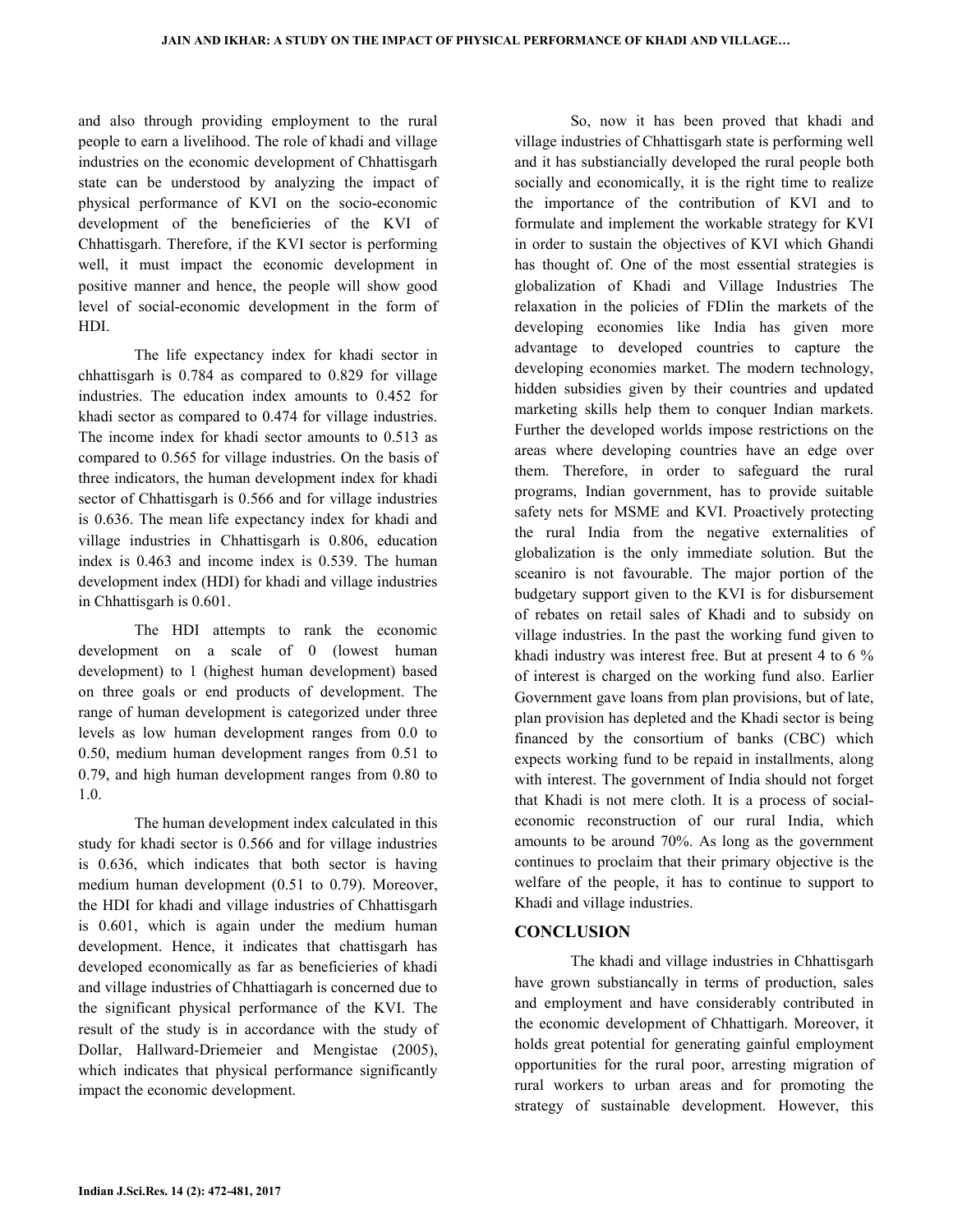and also through providing employment to the rural people to earn a livelihood. The role of khadi and village industries on the economic development of Chhattisgarh state can be understood by analyzing the impact of physical performance of KVI on the socio-economic development of the beneficieries of the KVI of Chhattisgarh. Therefore, if the KVI sector is performing well, it must impact the economic development in positive manner and hence, the people will show good level of social-economic development in the form of HDI.

The life expectancy index for khadi sector in chhattisgarh is 0.784 as compared to 0.829 for village industries. The education index amounts to 0.452 for khadi sector as compared to 0.474 for village industries. The income index for khadi sector amounts to 0.513 as compared to 0.565 for village industries. On the basis of three indicators, the human development index for khadi sector of Chhattisgarh is 0.566 and for village industries is 0.636. The mean life expectancy index for khadi and village industries in Chhattisgarh is 0.806, education index is 0.463 and income index is 0.539. The human development index (HDI) for khadi and village industries in Chhattisgarh is 0.601.

The HDI attempts to rank the economic development on a scale of 0 (lowest human development) to 1 (highest human development) based on three goals or end products of development. The range of human development is categorized under three levels as low human development ranges from 0.0 to 0.50, medium human development ranges from 0.51 to 0.79, and high human development ranges from 0.80 to 1.0.

The human development index calculated in this study for khadi sector is 0.566 and for village industries is 0.636, which indicates that both sector is having medium human development (0.51 to 0.79). Moreover, the HDI for khadi and village industries of Chhattisgarh is 0.601, which is again under the medium human development. Hence, it indicates that chattisgarh has developed economically as far as beneficieries of khadi and village industries of Chhattiagarh is concerned due to the significant physical performance of the KVI. The result of the study is in accordance with the study of Dollar, Hallward-Driemeier and Mengistae (2005), which indicates that physical performance significantly impact the economic development.

So, now it has been proved that khadi and village industries of Chhattisgarh state is performing well and it has substiancially developed the rural people both socially and economically, it is the right time to realize the importance of the contribution of KVI and to formulate and implement the workable strategy for KVI in order to sustain the objectives of KVI which Ghandi has thought of. One of the most essential strategies is globalization of Khadi and Village Industries The relaxation in the policies of FDIin the markets of the developing economies like India has given more advantage to developed countries to capture the developing economies market. The modern technology, hidden subsidies given by their countries and updated marketing skills help them to conquer Indian markets. Further the developed worlds impose restrictions on the areas where developing countries have an edge over them. Therefore, in order to safeguard the rural programs, Indian government, has to provide suitable safety nets for MSME and KVI. Proactively protecting the rural India from the negative externalities of globalization is the only immediate solution. But the sceaniro is not favourable. The major portion of the budgetary support given to the KVI is for disbursement of rebates on retail sales of Khadi and to subsidy on village industries. In the past the working fund given to khadi industry was interest free. But at present 4 to 6 % of interest is charged on the working fund also. Earlier Government gave loans from plan provisions, but of late, plan provision has depleted and the Khadi sector is being financed by the consortium of banks (CBC) which expects working fund to be repaid in installments, along with interest. The government of India should not forget that Khadi is not mere cloth. It is a process of social-economic reconstruction of our rural India, which amounts to be around 70%. As long as the government continues to proclaim that their primary objective is the welfare of the people, it has to continue to support to Khadi and village industries.

## CONCLUSION

The khadi and village industries in Chhattisgarh have grown substiancally in terms of production, sales and employment and have considerably contributed in the economic development of Chhattigarh. Moreover, it holds great potential for generating gainful employment opportunities for the rural poor, arresting migration of rural workers to urban areas and for promoting the strategy of sustainable development. However, this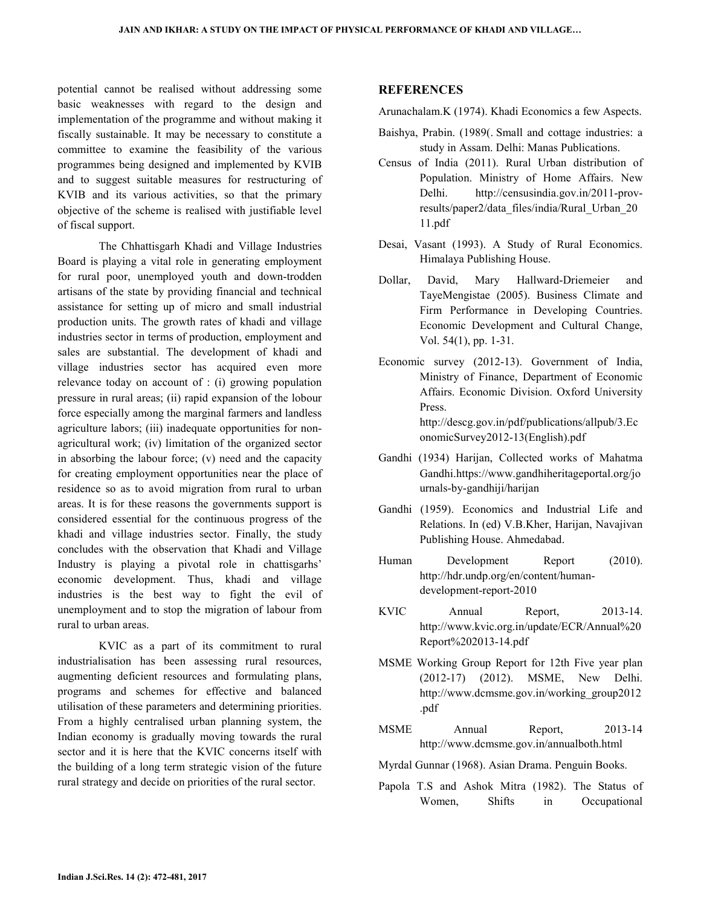potential cannot be realised without addressing some basic weaknesses with regard to the design and implementation of the programme and without making it fiscally sustainable. It may be necessary to constitute a committee to examine the feasibility of the various programmes being designed and implemented by KVIB and to suggest suitable measures for restructuring of KVIB and its various activities, so that the primary objective of the scheme is realised with justifiable level of fiscal support.

The Chhattisgarh Khadi and Village Industries Board is playing a vital role in generating employment for rural poor, unemployed youth and down-trodden artisans of the state by providing financial and technical assistance for setting up of micro and small industrial production units. The growth rates of khadi and village industries sector in terms of production, employment and sales are substantial. The development of khadi and village industries sector has acquired even more relevance today on account of : (i) growing population pressure in rural areas; (ii) rapid expansion of the lobour force especially among the marginal farmers and landless agriculture labors; (iii) inadequate opportunities for non-agricultural work; (iv) limitation of the organized sector in absorbing the labour force; (v) need and the capacity for creating employment opportunities near the place of residence so as to avoid migration from rural to urban areas. It is for these reasons the governments support is considered essential for the continuous progress of the khadi and village industries sector. Finally, the study concludes with the observation that Khadi and Village Industry is playing a pivotal role in chattisgarhs' economic development. Thus, khadi and village industries is the best way to fight the evil of unemployment and to stop the migration of labour from rural to urban areas.

KVIC as a part of its commitment to rural industrialisation has been assessing rural resources, augmenting deficient resources and formulating plans, programs and schemes for effective and balanced utilisation of these parameters and determining priorities. From a highly centralised urban planning system, the Indian economy is gradually moving towards the rural sector and it is here that the KVIC concerns itself with the building of a long term strategic vision of the future rural strategy and decide on priorities of the rural sector.

## REFERENCES

Arunachalam.K (1974). Khadi Economics a few Aspects.

Baishya, Prabin. (1989(. Small and cottage industries: a study in Assam. Delhi: Manas Publications.

Census of India (2011). Rural Urban distribution of Population. Ministry of Home Affairs. New Delhi. http://censusindia.gov.in/2011-prov-results/paper2/data_files/india/Rural_Urban_2011.pdf

Desai, Vasant (1993). A Study of Rural Economics. Himalaya Publishing House.

Dollar, David, Mary Hallward-Driemeier and TayeMengistae (2005). Business Climate and Firm Performance in Developing Countries. Economic Development and Cultural Change, Vol. 54(1), pp. 1-31.

Economic survey (2012-13). Government of India, Ministry of Finance, Department of Economic Affairs. Economic Division. Oxford University Press. http://descg.gov.in/pdf/publications/allpub/3.EconomicSurvey2012-13(English).pdf

Gandhi (1934) Harijan, Collected works of Mahatma Gandhi.https://www.gandhiheritageportal.org/journals-by-gandhiji/harijan

Gandhi (1959). Economics and Industrial Life and Relations. In (ed) V.B.Kher, Harijan, Navajivan Publishing House. Ahmedabad.

Human Development Report (2010). http://hdr.undp.org/en/content/human-development-report-2010

KVIC Annual Report, 2013-14. http://www.kvic.org.in/update/ECR/Annual%20Report%202013-14.pdf

MSME Working Group Report for 12th Five year plan (2012-17) (2012). MSME, New Delhi. http://www.dcmsme.gov.in/working_group2012.pdf

MSME Annual Report, 2013-14 http://www.dcmsme.gov.in/annualboth.html

Myrdal Gunnar (1968). Asian Drama. Penguin Books.

Papola T.S and Ashok Mitra (1982). The Status of Women, Shifts in Occupational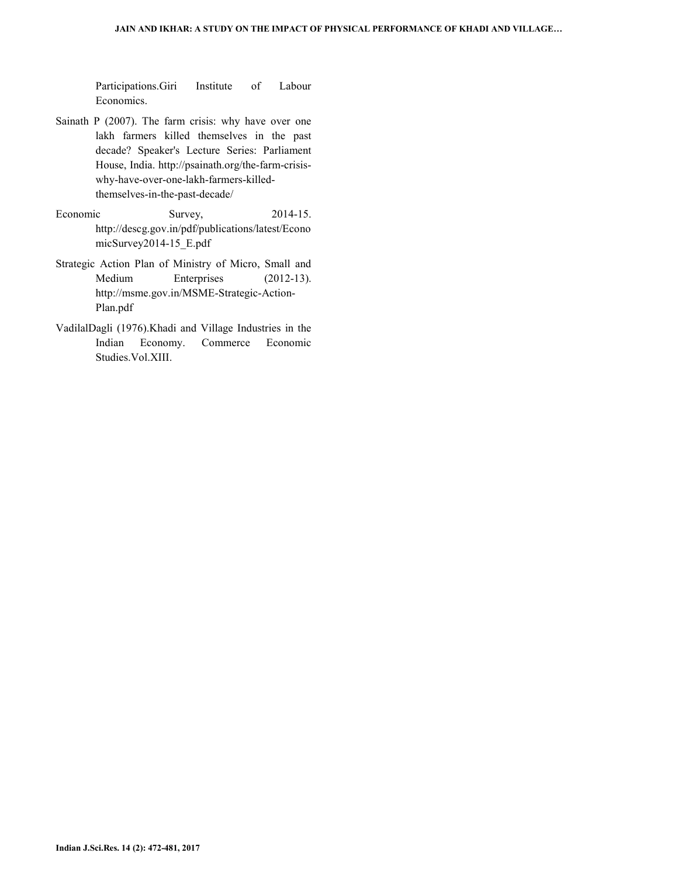Participations.Giri Institute of Labour Economics.

Sainath P (2007). The farm crisis: why have over one lakh farmers killed themselves in the past decade? Speaker's Lecture Series: Parliament House, India. http://psainath.org/the-farm-crisis-why-have-over-one-lakh-farmers-killed-themselves-in-the-past-decade/

Economic Survey, 2014-15. http://descg.gov.in/pdf/publications/latest/EconomicSurvey2014-15_E.pdf

Strategic Action Plan of Ministry of Micro, Small and Medium Enterprises (2012-13). http://msme.gov.in/MSME-Strategic-Action-Plan.pdf

VadilalDagli (1976).Khadi and Village Industries in the Indian Economy. Commerce Economic Studies.Vol.XIII.